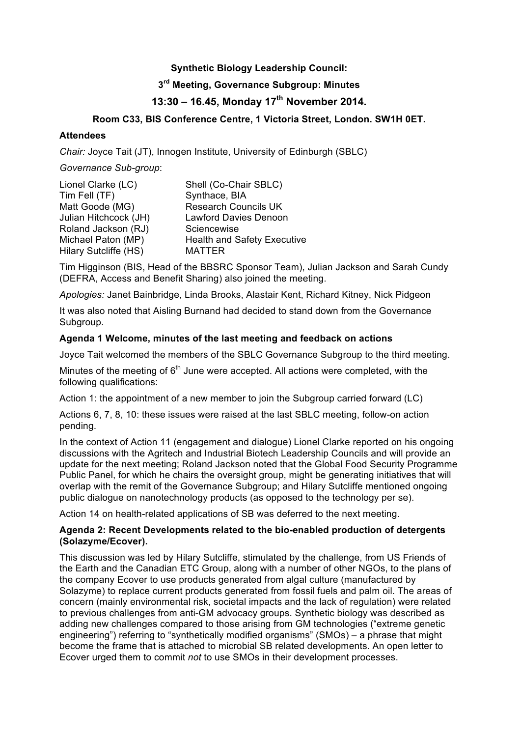**Synthetic Biology Leadership Council:**

**3rd Meeting, Governance Subgroup: Minutes**

**13:30 – 16.45, Monday 17th November 2014.**

**Room C33, BIS Conference Centre, 1 Victoria Street, London. SW1H 0ET.**

**Attendees**

*Chair:* Joyce Tait (JT), Innogen Institute, University of Edinburgh (SBLC)

*Governance Sub-group*:

| | |
|---|---|
| Lionel Clarke (LC) | Shell (Co-Chair SBLC) |
| Tim Fell (TF) | Synthace, BIA |
| Matt Goode (MG) | Research Councils UK |
| Julian Hitchcock (JH) | Lawford Davies Denoon |
| Roland Jackson (RJ) | Sciencewise |
| Michael Paton (MP) | Health and Safety Executive |
| Hilary Sutcliffe (HS) | MATTER |

Tim Higginson (BIS, Head of the BBSRC Sponsor Team), Julian Jackson and Sarah Cundy (DEFRA, Access and Benefit Sharing) also joined the meeting.

*Apologies:* Janet Bainbridge, Linda Brooks, Alastair Kent, Richard Kitney, Nick Pidgeon

It was also noted that Aisling Burnand had decided to stand down from the Governance Subgroup.

**Agenda 1 Welcome, minutes of the last meeting and feedback on actions**

Joyce Tait welcomed the members of the SBLC Governance Subgroup to the third meeting.

Minutes of the meeting of 6th June were accepted. All actions were completed, with the following qualifications:

Action 1: the appointment of a new member to join the Subgroup carried forward (LC)

Actions 6, 7, 8, 10: these issues were raised at the last SBLC meeting, follow-on action pending.

In the context of Action 11 (engagement and dialogue) Lionel Clarke reported on his ongoing discussions with the Agritech and Industrial Biotech Leadership Councils and will provide an update for the next meeting; Roland Jackson noted that the Global Food Security Programme Public Panel, for which he chairs the oversight group, might be generating initiatives that will overlap with the remit of the Governance Subgroup; and Hilary Sutcliffe mentioned ongoing public dialogue on nanotechnology products (as opposed to the technology per se).

Action 14 on health-related applications of SB was deferred to the next meeting.

**Agenda 2: Recent Developments related to the bio-enabled production of detergents (Solazyme/Ecover).**

This discussion was led by Hilary Sutcliffe, stimulated by the challenge, from US Friends of the Earth and the Canadian ETC Group, along with a number of other NGOs, to the plans of the company Ecover to use products generated from algal culture (manufactured by Solazyme) to replace current products generated from fossil fuels and palm oil. The areas of concern (mainly environmental risk, societal impacts and the lack of regulation) were related to previous challenges from anti-GM advocacy groups. Synthetic biology was described as adding new challenges compared to those arising from GM technologies ("extreme genetic engineering") referring to "synthetically modified organisms" (SMOs) – a phrase that might become the frame that is attached to microbial SB related developments. An open letter to Ecover urged them to commit *not* to use SMOs in their development processes.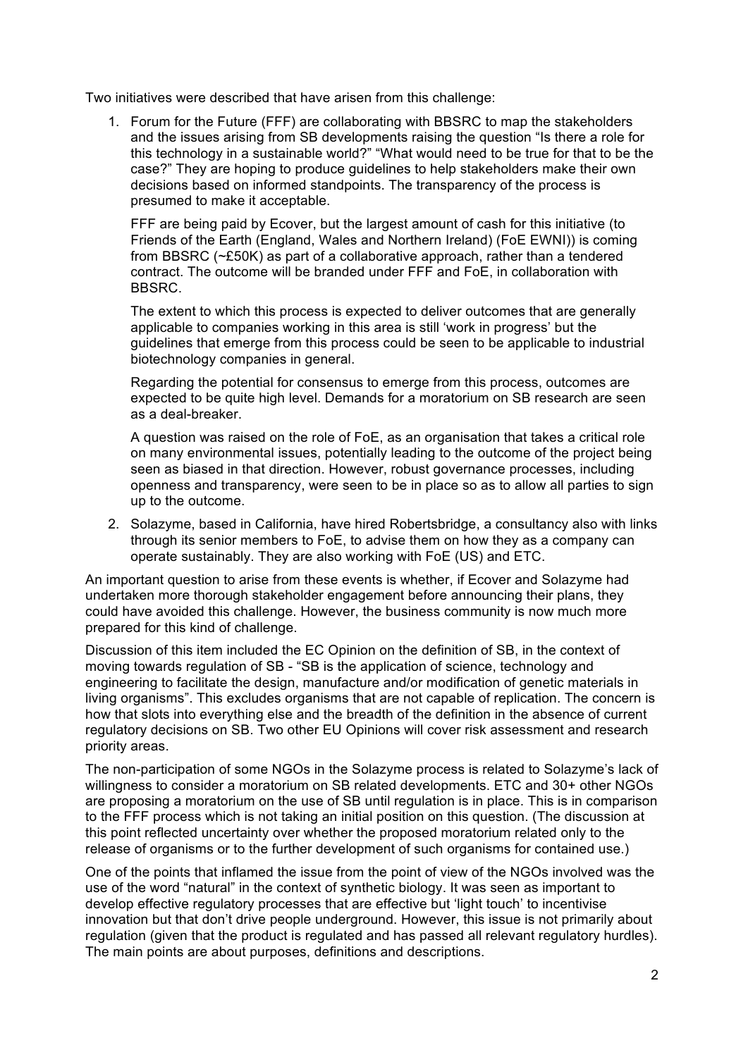Two initiatives were described that have arisen from this challenge:

1. Forum for the Future (FFF) are collaborating with BBSRC to map the stakeholders and the issues arising from SB developments raising the question "Is there a role for this technology in a sustainable world?" "What would need to be true for that to be the case?" They are hoping to produce guidelines to help stakeholders make their own decisions based on informed standpoints. The transparency of the process is presumed to make it acceptable.

   FFF are being paid by Ecover, but the largest amount of cash for this initiative (to Friends of the Earth (England, Wales and Northern Ireland) (FoE EWNI)) is coming from BBSRC (~£50K) as part of a collaborative approach, rather than a tendered contract. The outcome will be branded under FFF and FoE, in collaboration with BBSRC.

   The extent to which this process is expected to deliver outcomes that are generally applicable to companies working in this area is still 'work in progress' but the guidelines that emerge from this process could be seen to be applicable to industrial biotechnology companies in general.

   Regarding the potential for consensus to emerge from this process, outcomes are expected to be quite high level. Demands for a moratorium on SB research are seen as a deal-breaker.

   A question was raised on the role of FoE, as an organisation that takes a critical role on many environmental issues, potentially leading to the outcome of the project being seen as biased in that direction. However, robust governance processes, including openness and transparency, were seen to be in place so as to allow all parties to sign up to the outcome.

2. Solazyme, based in California, have hired Robertsbridge, a consultancy also with links through its senior members to FoE, to advise them on how they as a company can operate sustainably. They are also working with FoE (US) and ETC.

An important question to arise from these events is whether, if Ecover and Solazyme had undertaken more thorough stakeholder engagement before announcing their plans, they could have avoided this challenge. However, the business community is now much more prepared for this kind of challenge.

Discussion of this item included the EC Opinion on the definition of SB, in the context of moving towards regulation of SB - "SB is the application of science, technology and engineering to facilitate the design, manufacture and/or modification of genetic materials in living organisms". This excludes organisms that are not capable of replication. The concern is how that slots into everything else and the breadth of the definition in the absence of current regulatory decisions on SB. Two other EU Opinions will cover risk assessment and research priority areas.

The non-participation of some NGOs in the Solazyme process is related to Solazyme's lack of willingness to consider a moratorium on SB related developments. ETC and 30+ other NGOs are proposing a moratorium on the use of SB until regulation is in place. This is in comparison to the FFF process which is not taking an initial position on this question. (The discussion at this point reflected uncertainty over whether the proposed moratorium related only to the release of organisms or to the further development of such organisms for contained use.)

One of the points that inflamed the issue from the point of view of the NGOs involved was the use of the word "natural" in the context of synthetic biology. It was seen as important to develop effective regulatory processes that are effective but 'light touch' to incentivise innovation but that don't drive people underground. However, this issue is not primarily about regulation (given that the product is regulated and has passed all relevant regulatory hurdles). The main points are about purposes, definitions and descriptions.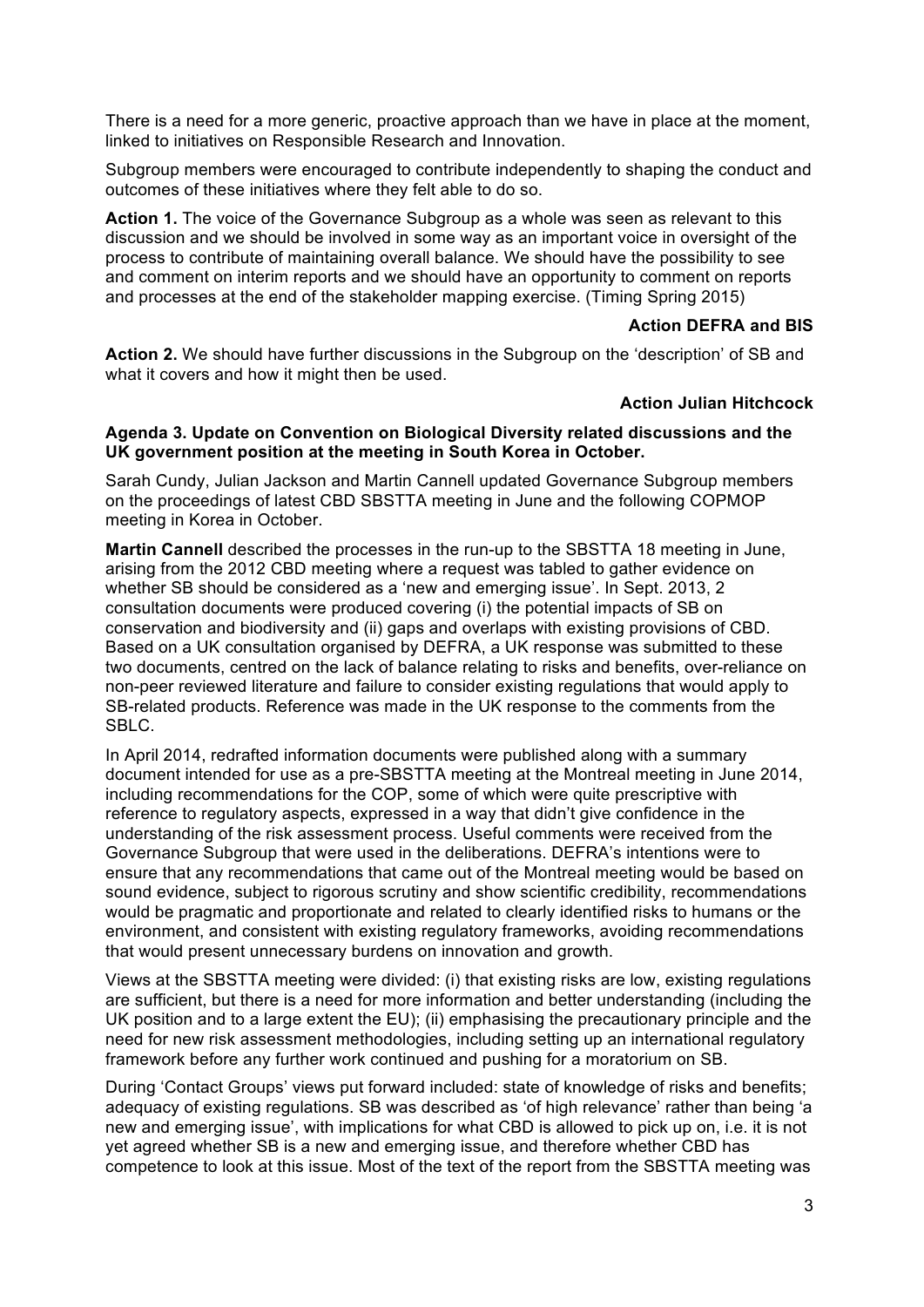There is a need for a more generic, proactive approach than we have in place at the moment, linked to initiatives on Responsible Research and Innovation.

Subgroup members were encouraged to contribute independently to shaping the conduct and outcomes of these initiatives where they felt able to do so.

**Action 1.** The voice of the Governance Subgroup as a whole was seen as relevant to this discussion and we should be involved in some way as an important voice in oversight of the process to contribute of maintaining overall balance. We should have the possibility to see and comment on interim reports and we should have an opportunity to comment on reports and processes at the end of the stakeholder mapping exercise. (Timing Spring 2015)

**Action DEFRA and BIS**

**Action 2.** We should have further discussions in the Subgroup on the 'description' of SB and what it covers and how it might then be used.

**Action Julian Hitchcock**

**Agenda 3. Update on Convention on Biological Diversity related discussions and the UK government position at the meeting in South Korea in October.**

Sarah Cundy, Julian Jackson and Martin Cannell updated Governance Subgroup members on the proceedings of latest CBD SBSTTA meeting in June and the following COPMOP meeting in Korea in October.

**Martin Cannell** described the processes in the run-up to the SBSTTA 18 meeting in June, arising from the 2012 CBD meeting where a request was tabled to gather evidence on whether SB should be considered as a 'new and emerging issue'. In Sept. 2013, 2 consultation documents were produced covering (i) the potential impacts of SB on conservation and biodiversity and (ii) gaps and overlaps with existing provisions of CBD. Based on a UK consultation organised by DEFRA, a UK response was submitted to these two documents, centred on the lack of balance relating to risks and benefits, over-reliance on non-peer reviewed literature and failure to consider existing regulations that would apply to SB-related products. Reference was made in the UK response to the comments from the SBLC.

In April 2014, redrafted information documents were published along with a summary document intended for use as a pre-SBSTTA meeting at the Montreal meeting in June 2014, including recommendations for the COP, some of which were quite prescriptive with reference to regulatory aspects, expressed in a way that didn't give confidence in the understanding of the risk assessment process. Useful comments were received from the Governance Subgroup that were used in the deliberations. DEFRA's intentions were to ensure that any recommendations that came out of the Montreal meeting would be based on sound evidence, subject to rigorous scrutiny and show scientific credibility, recommendations would be pragmatic and proportionate and related to clearly identified risks to humans or the environment, and consistent with existing regulatory frameworks, avoiding recommendations that would present unnecessary burdens on innovation and growth.

Views at the SBSTTA meeting were divided: (i) that existing risks are low, existing regulations are sufficient, but there is a need for more information and better understanding (including the UK position and to a large extent the EU); (ii) emphasising the precautionary principle and the need for new risk assessment methodologies, including setting up an international regulatory framework before any further work continued and pushing for a moratorium on SB.

During 'Contact Groups' views put forward included: state of knowledge of risks and benefits; adequacy of existing regulations. SB was described as 'of high relevance' rather than being 'a new and emerging issue', with implications for what CBD is allowed to pick up on, i.e. it is not yet agreed whether SB is a new and emerging issue, and therefore whether CBD has competence to look at this issue. Most of the text of the report from the SBSTTA meeting was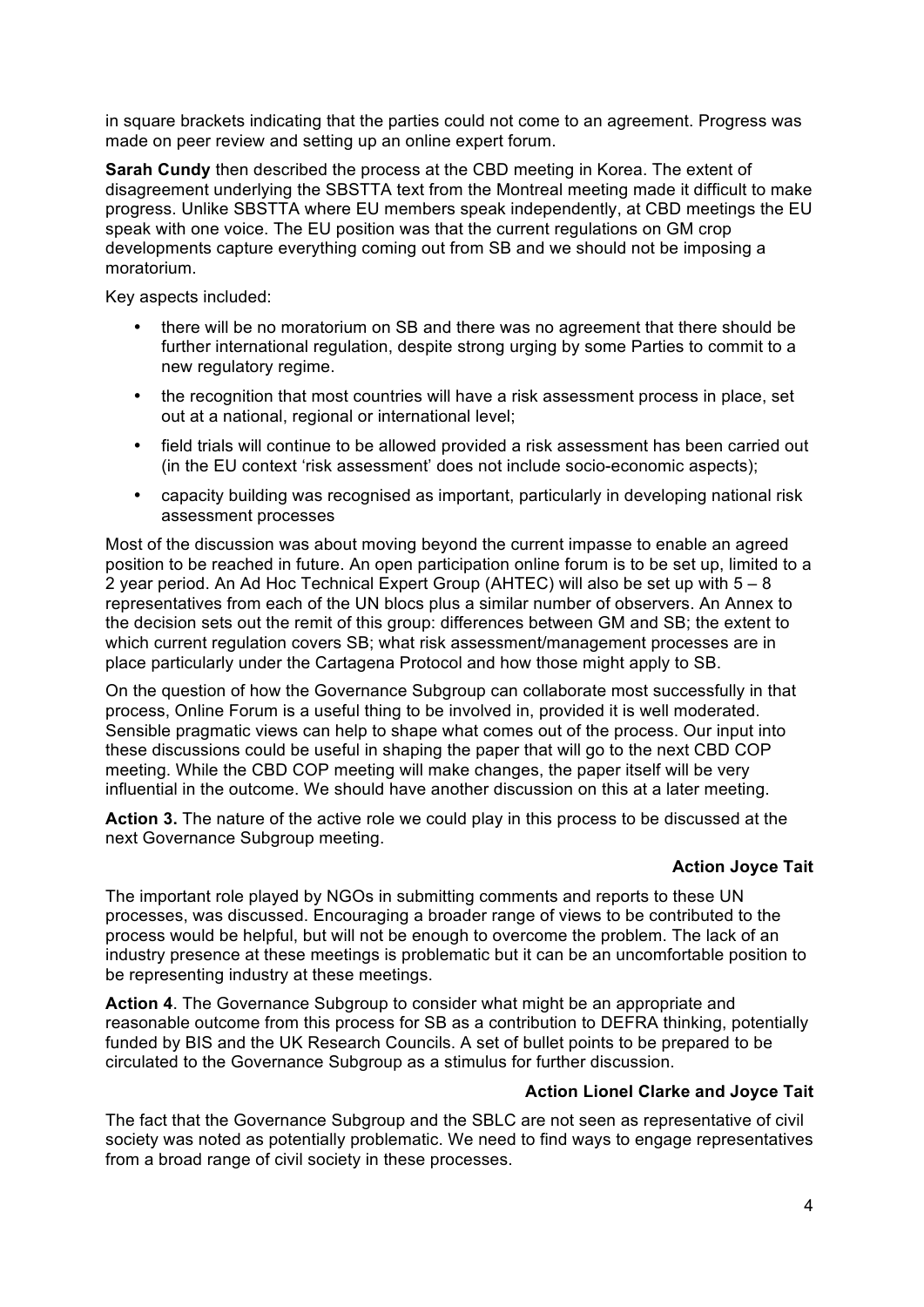in square brackets indicating that the parties could not come to an agreement. Progress was made on peer review and setting up an online expert forum.

**Sarah Cundy** then described the process at the CBD meeting in Korea. The extent of disagreement underlying the SBSTTA text from the Montreal meeting made it difficult to make progress. Unlike SBSTTA where EU members speak independently, at CBD meetings the EU speak with one voice. The EU position was that the current regulations on GM crop developments capture everything coming out from SB and we should not be imposing a moratorium.

Key aspects included:

- there will be no moratorium on SB and there was no agreement that there should be further international regulation, despite strong urging by some Parties to commit to a new regulatory regime.
- the recognition that most countries will have a risk assessment process in place, set out at a national, regional or international level;
- field trials will continue to be allowed provided a risk assessment has been carried out (in the EU context 'risk assessment' does not include socio-economic aspects);
- capacity building was recognised as important, particularly in developing national risk assessment processes

Most of the discussion was about moving beyond the current impasse to enable an agreed position to be reached in future. An open participation online forum is to be set up, limited to a 2 year period. An Ad Hoc Technical Expert Group (AHTEC) will also be set up with 5 – 8 representatives from each of the UN blocs plus a similar number of observers. An Annex to the decision sets out the remit of this group: differences between GM and SB; the extent to which current regulation covers SB; what risk assessment/management processes are in place particularly under the Cartagena Protocol and how those might apply to SB.

On the question of how the Governance Subgroup can collaborate most successfully in that process, Online Forum is a useful thing to be involved in, provided it is well moderated. Sensible pragmatic views can help to shape what comes out of the process. Our input into these discussions could be useful in shaping the paper that will go to the next CBD COP meeting. While the CBD COP meeting will make changes, the paper itself will be very influential in the outcome. We should have another discussion on this at a later meeting.

**Action 3.** The nature of the active role we could play in this process to be discussed at the next Governance Subgroup meeting.

**Action Joyce Tait**

The important role played by NGOs in submitting comments and reports to these UN processes, was discussed. Encouraging a broader range of views to be contributed to the process would be helpful, but will not be enough to overcome the problem. The lack of an industry presence at these meetings is problematic but it can be an uncomfortable position to be representing industry at these meetings.

**Action 4**. The Governance Subgroup to consider what might be an appropriate and reasonable outcome from this process for SB as a contribution to DEFRA thinking, potentially funded by BIS and the UK Research Councils. A set of bullet points to be prepared to be circulated to the Governance Subgroup as a stimulus for further discussion.

**Action Lionel Clarke and Joyce Tait**

The fact that the Governance Subgroup and the SBLC are not seen as representative of civil society was noted as potentially problematic. We need to find ways to engage representatives from a broad range of civil society in these processes.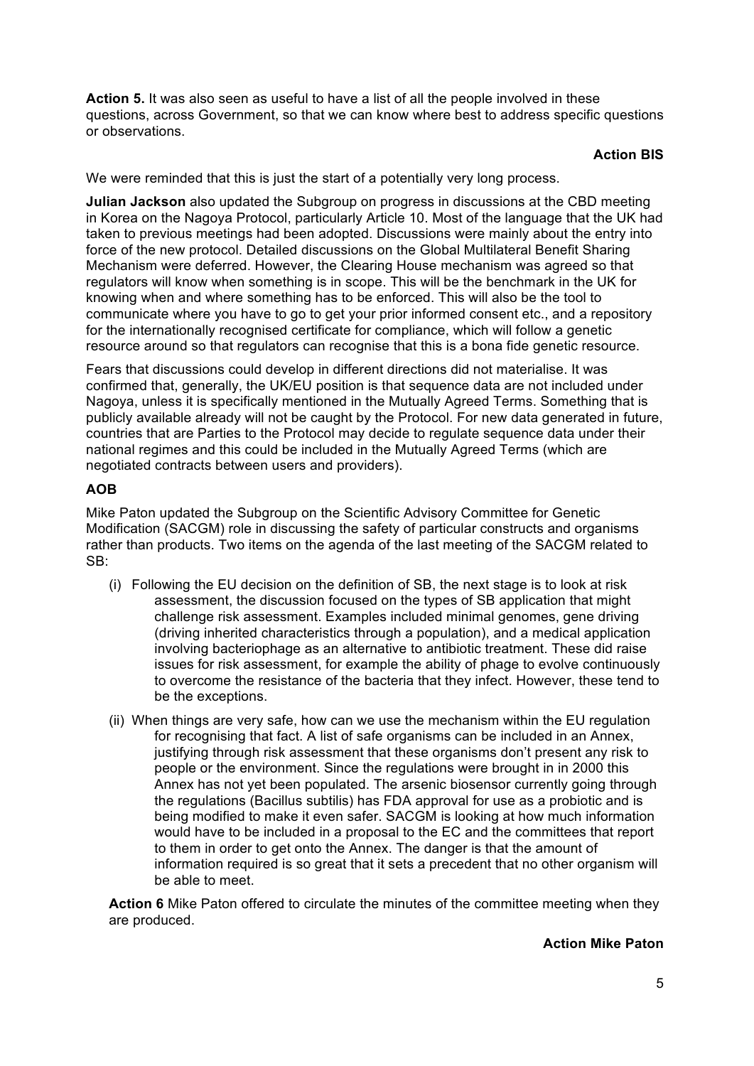**Action 5.** It was also seen as useful to have a list of all the people involved in these questions, across Government, so that we can know where best to address specific questions or observations.

**Action BIS**

We were reminded that this is just the start of a potentially very long process.

**Julian Jackson** also updated the Subgroup on progress in discussions at the CBD meeting in Korea on the Nagoya Protocol, particularly Article 10. Most of the language that the UK had taken to previous meetings had been adopted. Discussions were mainly about the entry into force of the new protocol. Detailed discussions on the Global Multilateral Benefit Sharing Mechanism were deferred. However, the Clearing House mechanism was agreed so that regulators will know when something is in scope. This will be the benchmark in the UK for knowing when and where something has to be enforced. This will also be the tool to communicate where you have to go to get your prior informed consent etc., and a repository for the internationally recognised certificate for compliance, which will follow a genetic resource around so that regulators can recognise that this is a bona fide genetic resource.

Fears that discussions could develop in different directions did not materialise. It was confirmed that, generally, the UK/EU position is that sequence data are not included under Nagoya, unless it is specifically mentioned in the Mutually Agreed Terms. Something that is publicly available already will not be caught by the Protocol. For new data generated in future, countries that are Parties to the Protocol may decide to regulate sequence data under their national regimes and this could be included in the Mutually Agreed Terms (which are negotiated contracts between users and providers).

### AOB

Mike Paton updated the Subgroup on the Scientific Advisory Committee for Genetic Modification (SACGM) role in discussing the safety of particular constructs and organisms rather than products. Two items on the agenda of the last meeting of the SACGM related to SB:

(i) Following the EU decision on the definition of SB, the next stage is to look at risk assessment, the discussion focused on the types of SB application that might challenge risk assessment. Examples included minimal genomes, gene driving (driving inherited characteristics through a population), and a medical application involving bacteriophage as an alternative to antibiotic treatment. These did raise issues for risk assessment, for example the ability of phage to evolve continuously to overcome the resistance of the bacteria that they infect. However, these tend to be the exceptions.

(ii) When things are very safe, how can we use the mechanism within the EU regulation for recognising that fact. A list of safe organisms can be included in an Annex, justifying through risk assessment that these organisms don't present any risk to people or the environment. Since the regulations were brought in in 2000 this Annex has not yet been populated. The arsenic biosensor currently going through the regulations (Bacillus subtilis) has FDA approval for use as a probiotic and is being modified to make it even safer. SACGM is looking at how much information would have to be included in a proposal to the EC and the committees that report to them in order to get onto the Annex. The danger is that the amount of information required is so great that it sets a precedent that no other organism will be able to meet.

**Action 6** Mike Paton offered to circulate the minutes of the committee meeting when they are produced.

**Action Mike Paton**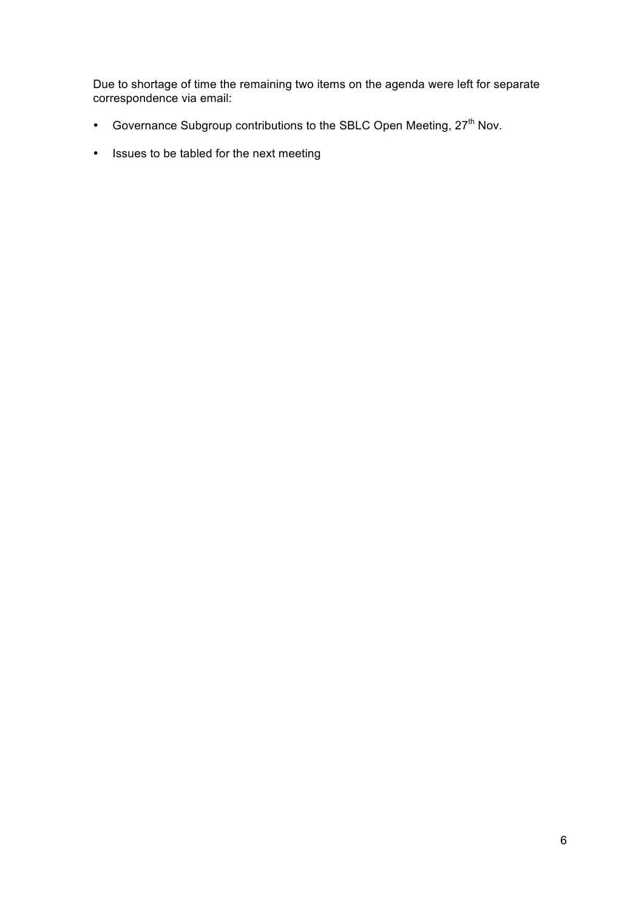Due to shortage of time the remaining two items on the agenda were left for separate correspondence via email:

- Governance Subgroup contributions to the SBLC Open Meeting, 27th Nov.
- Issues to be tabled for the next meeting